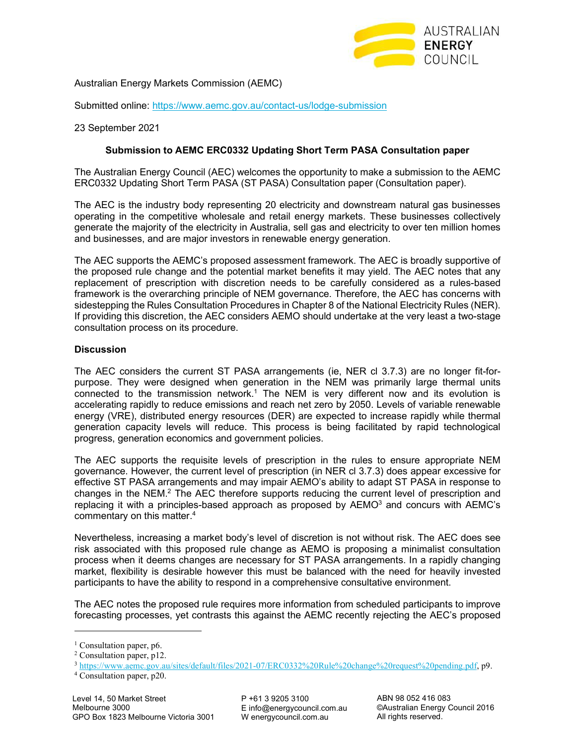Australian Energy Markets Commission (AEMC)

Submitted online: https://www.aemc.gov.au/contact-us/lodge-submission

23 September 2021

**Submission to AEMC ERC0332 Updating Short Term PASA Consultation paper**

The Australian Energy Council (AEC) welcomes the opportunity to make a submission to the AEMC ERC0332 Updating Short Term PASA (ST PASA) Consultation paper (Consultation paper).

The AEC is the industry body representing 20 electricity and downstream natural gas businesses operating in the competitive wholesale and retail energy markets. These businesses collectively generate the majority of the electricity in Australia, sell gas and electricity to over ten million homes and businesses, and are major investors in renewable energy generation.

The AEC supports the AEMC's proposed assessment framework. The AEC is broadly supportive of the proposed rule change and the potential market benefits it may yield. The AEC notes that any replacement of prescription with discretion needs to be carefully considered as a rules-based framework is the overarching principle of NEM governance. Therefore, the AEC has concerns with sidestepping the Rules Consultation Procedures in Chapter 8 of the National Electricity Rules (NER). If providing this discretion, the AEC considers AEMO should undertake at the very least a two-stage consultation process on its procedure.

**Discussion**

The AEC considers the current ST PASA arrangements (ie, NER cl 3.7.3) are no longer fit-for-purpose. They were designed when generation in the NEM was primarily large thermal units connected to the transmission network.[1] The NEM is very different now and its evolution is accelerating rapidly to reduce emissions and reach net zero by 2050. Levels of variable renewable energy (VRE), distributed energy resources (DER) are expected to increase rapidly while thermal generation capacity levels will reduce. This process is being facilitated by rapid technological progress, generation economics and government policies.

The AEC supports the requisite levels of prescription in the rules to ensure appropriate NEM governance. However, the current level of prescription (in NER cl 3.7.3) does appear excessive for effective ST PASA arrangements and may impair AEMO's ability to adapt ST PASA in response to changes in the NEM.[2] The AEC therefore supports reducing the current level of prescription and replacing it with a principles-based approach as proposed by AEMO[3] and concurs with AEMC's commentary on this matter.[4]

Nevertheless, increasing a market body's level of discretion is not without risk. The AEC does see risk associated with this proposed rule change as AEMO is proposing a minimalist consultation process when it deems changes are necessary for ST PASA arrangements. In a rapidly changing market, flexibility is desirable however this must be balanced with the need for heavily invested participants to have the ability to respond in a comprehensive consultative environment.

The AEC notes the proposed rule requires more information from scheduled participants to improve forecasting processes, yet contrasts this against the AEMC recently rejecting the AEC's proposed

---

[1] Consultation paper, p6.

[2] Consultation paper, p12.

[3] https://www.aemc.gov.au/sites/default/files/2021-07/ERC0332%20Rule%20change%20request%20pending.pdf, p9.

[4] Consultation paper, p20.

Level 14, 50 Market Street
Melbourne 3000
GPO Box 1823 Melbourne Victoria 3001

P +61 3 9205 3100
E info@energycouncil.com.au
W energycouncil.com.au

ABN 98 052 416 083
©Australian Energy Council 2016
All rights reserved.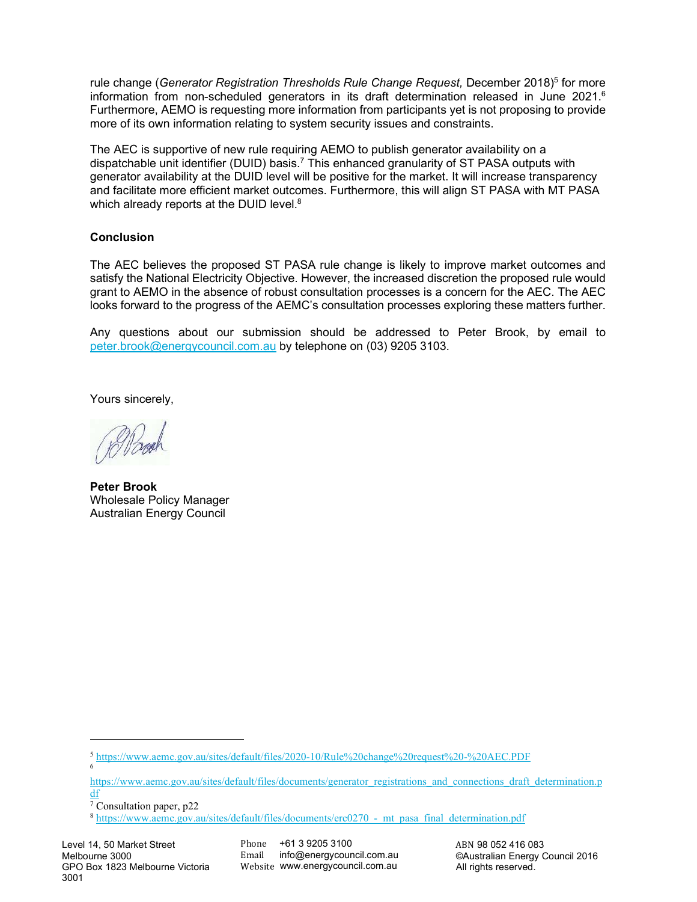rule change (*Generator Registration Thresholds Rule Change Request,* December 2018)[5] for more information from non-scheduled generators in its draft determination released in June 2021.[6] Furthermore, AEMO is requesting more information from participants yet is not proposing to provide more of its own information relating to system security issues and constraints.

The AEC is supportive of new rule requiring AEMO to publish generator availability on a dispatchable unit identifier (DUID) basis.[7] This enhanced granularity of ST PASA outputs with generator availability at the DUID level will be positive for the market. It will increase transparency and facilitate more efficient market outcomes. Furthermore, this will align ST PASA with MT PASA which already reports at the DUID level.[8]

**Conclusion**

The AEC believes the proposed ST PASA rule change is likely to improve market outcomes and satisfy the National Electricity Objective. However, the increased discretion the proposed rule would grant to AEMO in the absence of robust consultation processes is a concern for the AEC. The AEC looks forward to the progress of the AEMC's consultation processes exploring these matters further.

Any questions about our submission should be addressed to Peter Brook, by email to peter.brook@energycouncil.com.au by telephone on (03) 9205 3103.

Yours sincerely,

**Peter Brook**
Wholesale Policy Manager
Australian Energy Council

---

[5] https://www.aemc.gov.au/sites/default/files/2020-10/Rule%20change%20request%20-%20AEC.PDF

[6] https://www.aemc.gov.au/sites/default/files/documents/generator_registrations_and_connections_draft_determination.pdf

[7] Consultation paper, p22

[8] https://www.aemc.gov.au/sites/default/files/documents/erc0270_-_mt_pasa_final_determination.pdf

Level 14, 50 Market Street
Melbourne 3000
GPO Box 1823 Melbourne Victoria 3001

Phone +61 3 9205 3100
Email info@energycouncil.com.au
Website www.energycouncil.com.au

ABN 98 052 416 083
©Australian Energy Council 2016
All rights reserved.